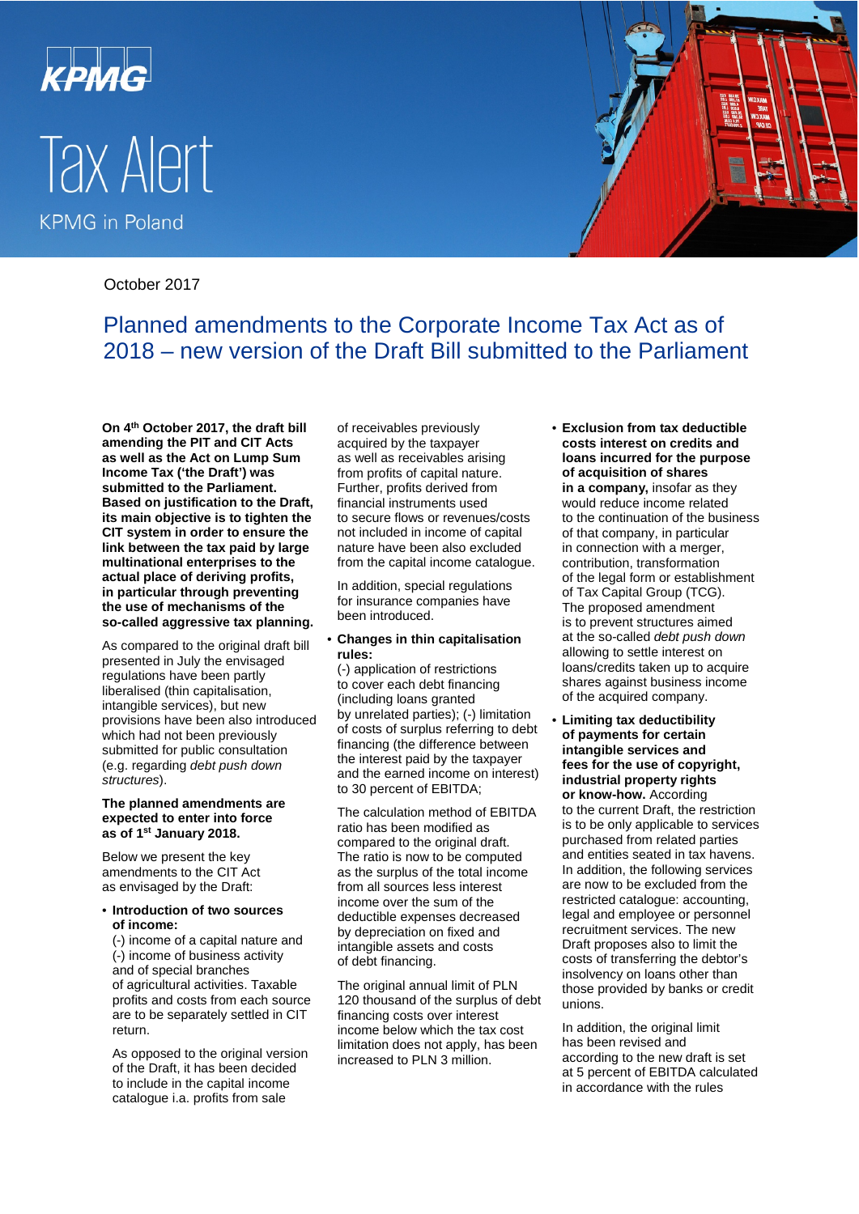# Tax Alert

KPMG in Poland

October 2017

## Planned amendments to the Corporate Income Tax Act as of 2018 – new version of the Draft Bill submitted to the Parliament

**On 4th October 2017, the draft bill amending the PIT and CIT Acts as well as the Act on Lump Sum Income Tax ('the Draft') was submitted to the Parliament. Based on justification to the Draft, its main objective is to tighten the CIT system in order to ensure the link between the tax paid by large multinational enterprises to the actual place of deriving profits, in particular through preventing the use of mechanisms of the so-called aggressive tax planning.**

As compared to the original draft bill presented in July the envisaged regulations have been partly liberalised (thin capitalisation, intangible services), but new provisions have been also introduced which had not been previously submitted for public consultation (e.g. regarding *debt push down structures*).

**The planned amendments are expected to enter into force as of 1st January 2018.**

Below we present the key amendments to the CIT Act as envisaged by the Draft:

- **Introduction of two sources of income:**
  (-) income of a capital nature and (-) income of business activity and of special branches of agricultural activities. Taxable profits and costs from each source are to be separately settled in CIT return.

  As opposed to the original version of the Draft, it has been decided to include in the capital income catalogue i.a. profits from sale of receivables previously acquired by the taxpayer as well as receivables arising from profits of capital nature. Further, profits derived from financial instruments used to secure flows or revenues/costs not included in income of capital nature have been also excluded from the capital income catalogue.

  In addition, special regulations for insurance companies have been introduced.

- **Changes in thin capitalisation rules:**
  (-) application of restrictions to cover each debt financing (including loans granted by unrelated parties); (-) limitation of costs of surplus referring to debt financing (the difference between the interest paid by the taxpayer and the earned income on interest) to 30 percent of EBITDA;

  The calculation method of EBITDA ratio has been modified as compared to the original draft. The ratio is now to be computed as the surplus of the total income from all sources less interest income over the sum of the deductible expenses decreased by depreciation on fixed and intangible assets and costs of debt financing.

  The original annual limit of PLN 120 thousand of the surplus of debt financing costs over interest income below which the tax cost limitation does not apply, has been increased to PLN 3 million.

- **Exclusion from tax deductible costs interest on credits and loans incurred for the purpose of acquisition of shares in a company,** insofar as they would reduce income related to the continuation of the business of that company, in particular in connection with a merger, contribution, transformation of the legal form or establishment of Tax Capital Group (TCG). The proposed amendment is to prevent structures aimed at the so-called *debt push down* allowing to settle interest on loans/credits taken up to acquire shares against business income of the acquired company.

- **Limiting tax deductibility of payments for certain intangible services and fees for the use of copyright, industrial property rights or know-how.** According to the current Draft, the restriction is to be only applicable to services purchased from related parties and entities seated in tax havens. In addition, the following services are now to be excluded from the restricted catalogue: accounting, legal and employee or personnel recruitment services. The new Draft proposes also to limit the costs of transferring the debtor's insolvency on loans other than those provided by banks or credit unions.

  In addition, the original limit has been revised and according to the new draft is set at 5 percent of EBITDA calculated in accordance with the rules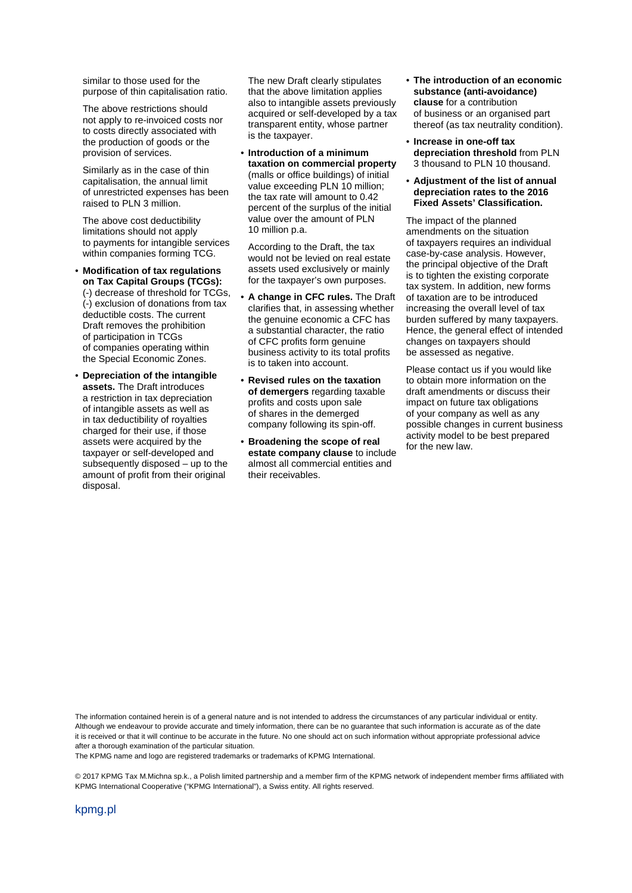similar to those used for the purpose of thin capitalisation ratio.

The above restrictions should not apply to re-invoiced costs nor to costs directly associated with the production of goods or the provision of services.

Similarly as in the case of thin capitalisation, the annual limit of unrestricted expenses has been raised to PLN 3 million.

The above cost deductibility limitations should not apply to payments for intangible services within companies forming TCG.

- **Modification of tax regulations on Tax Capital Groups (TCGs):** (-) decrease of threshold for TCGs, (-) exclusion of donations from tax deductible costs. The current Draft removes the prohibition of participation in TCGs of companies operating within the Special Economic Zones.
- **Depreciation of the intangible assets.** The Draft introduces a restriction in tax depreciation of intangible assets as well as in tax deductibility of royalties charged for their use, if those assets were acquired by the taxpayer or self-developed and subsequently disposed – up to the amount of profit from their original disposal.

  The new Draft clearly stipulates that the above limitation applies also to intangible assets previously acquired or self-developed by a tax transparent entity, whose partner is the taxpayer.
- **Introduction of a minimum taxation on commercial property** (malls or office buildings) of initial value exceeding PLN 10 million; the tax rate will amount to 0.42 percent of the surplus of the initial value over the amount of PLN 10 million p.a.

  According to the Draft, the tax would not be levied on real estate assets used exclusively or mainly for the taxpayer's own purposes.
- **A change in CFC rules.** The Draft clarifies that, in assessing whether the genuine economic a CFC has a substantial character, the ratio of CFC profits form genuine business activity to its total profits is to taken into account.
- **Revised rules on the taxation of demergers** regarding taxable profits and costs upon sale of shares in the demerged company following its spin-off.
- **Broadening the scope of real estate company clause** to include almost all commercial entities and their receivables.
- **The introduction of an economic substance (anti-avoidance) clause** for a contribution of business or an organised part thereof (as tax neutrality condition).
- **Increase in one-off tax depreciation threshold** from PLN 3 thousand to PLN 10 thousand.
- **Adjustment of the list of annual depreciation rates to the 2016 Fixed Assets' Classification.**

The impact of the planned amendments on the situation of taxpayers requires an individual case-by-case analysis. However, the principal objective of the Draft is to tighten the existing corporate tax system. In addition, new forms of taxation are to be introduced increasing the overall level of tax burden suffered by many taxpayers. Hence, the general effect of intended changes on taxpayers should be assessed as negative.

Please contact us if you would like to obtain more information on the draft amendments or discuss their impact on future tax obligations of your company as well as any possible changes in current business activity model to be best prepared for the new law.

The information contained herein is of a general nature and is not intended to address the circumstances of any particular individual or entity. Although we endeavour to provide accurate and timely information, there can be no guarantee that such information is accurate as of the date it is received or that it will continue to be accurate in the future. No one should act on such information without appropriate professional advice after a thorough examination of the particular situation.

The KPMG name and logo are registered trademarks or trademarks of KPMG International.

© 2017 KPMG Tax M.Michna sp.k., a Polish limited partnership and a member firm of the KPMG network of independent member firms affiliated with KPMG International Cooperative ("KPMG International"), a Swiss entity. All rights reserved.

kpmg.pl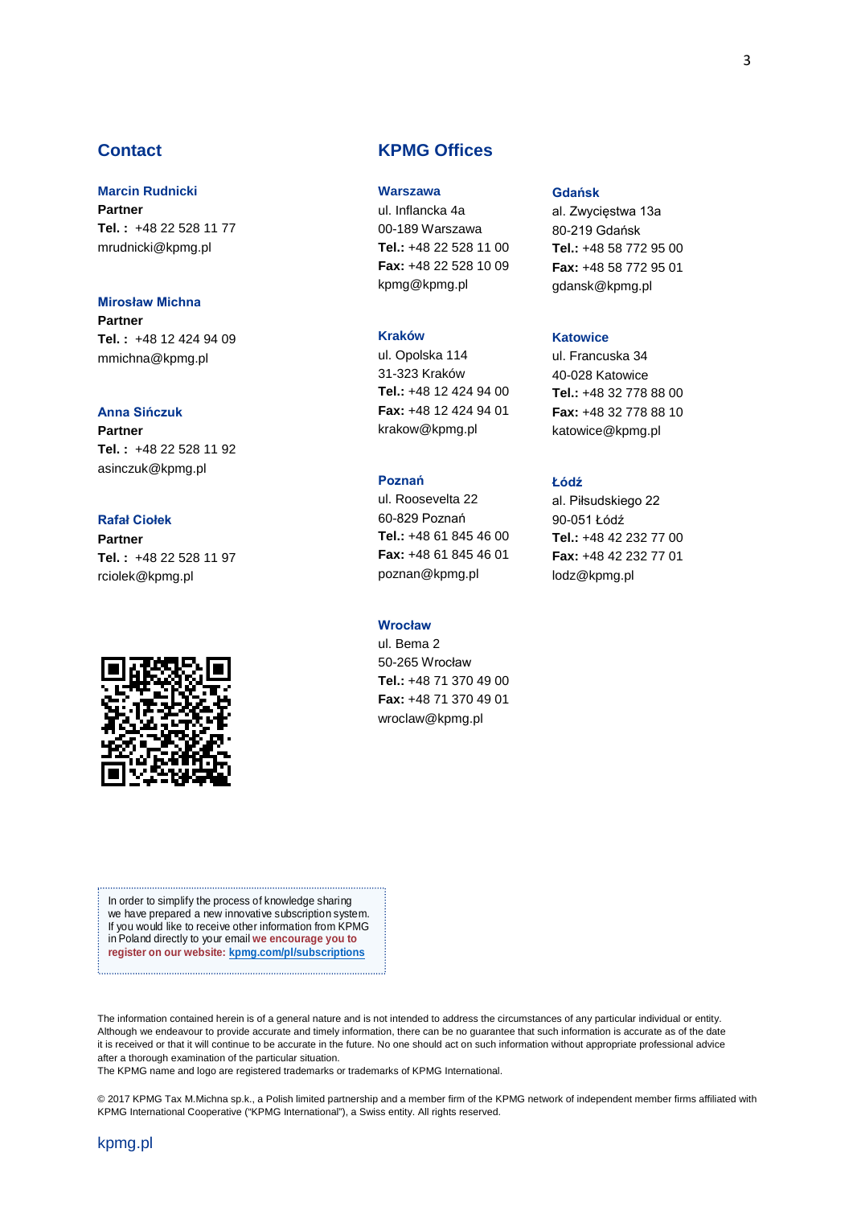## Contact

**Marcin Rudnicki**
**Partner**
**Tel. :** +48 22 528 11 77
mrudnicki@kpmg.pl

**Mirosław Michna**
**Partner**
**Tel. :** +48 12 424 94 09
mmichna@kpmg.pl

**Anna Sińczuk**
**Partner**
**Tel. :** +48 22 528 11 92
asinczuk@kpmg.pl

**Rafał Ciołek**
**Partner**
**Tel. :** +48 22 528 11 97
rciolek@kpmg.pl

## KPMG Offices

**Warszawa**
ul. Inflancka 4a
00-189 Warszawa
**Tel.:** +48 22 528 11 00
**Fax:** +48 22 528 10 09
kpmg@kpmg.pl

**Gdańsk**
al. Zwycięstwa 13a
80-219 Gdańsk
**Tel.:** +48 58 772 95 00
**Fax:** +48 58 772 95 01
gdansk@kpmg.pl

**Kraków**
ul. Opolska 114
31-323 Kraków
**Tel.:** +48 12 424 94 00
**Fax:** +48 12 424 94 01
krakow@kpmg.pl

**Katowice**
ul. Francuska 34
40-028 Katowice
**Tel.:** +48 32 778 88 00
**Fax:** +48 32 778 88 10
katowice@kpmg.pl

**Poznań**
ul. Roosevelta 22
60-829 Poznań
**Tel.:** +48 61 845 46 00
**Fax:** +48 61 845 46 01
poznan@kpmg.pl

**Łódź**
al. Piłsudskiego 22
90-051 Łódź
**Tel.:** +48 42 232 77 00
**Fax:** +48 42 232 77 01
lodz@kpmg.pl

**Wrocław**
ul. Bema 2
50-265 Wrocław
**Tel.:** +48 71 370 49 00
**Fax:** +48 71 370 49 01
wroclaw@kpmg.pl

In order to simplify the process of knowledge sharing we have prepared a new innovative subscription system. If you would like to receive other information from KPMG in Poland directly to your email **we encourage you to register on our website: kpmg.com/pl/subscriptions**

The information contained herein is of a general nature and is not intended to address the circumstances of any particular individual or entity. Although we endeavour to provide accurate and timely information, there can be no guarantee that such information is accurate as of the date it is received or that it will continue to be accurate in the future. No one should act on such information without appropriate professional advice after a thorough examination of the particular situation.
The KPMG name and logo are registered trademarks or trademarks of KPMG International.

© 2017 KPMG Tax M.Michna sp.k., a Polish limited partnership and a member firm of the KPMG network of independent member firms affiliated with KPMG International Cooperative ("KPMG International"), a Swiss entity. All rights reserved.

kpmg.pl